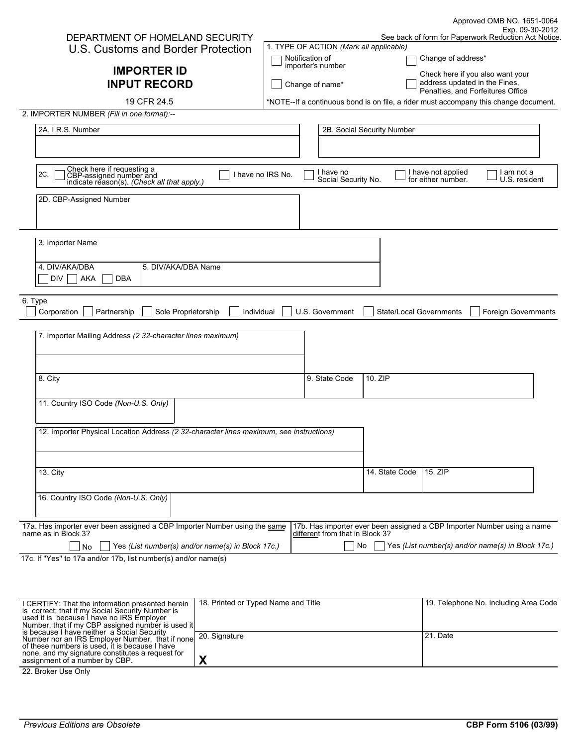Approved OMB NO. 1651-0064
Exp. 09-30-2012
See back of form for Paperwork Reduction Act Notice.

DEPARTMENT OF HOMELAND SECURITY
U.S. Customs and Border Protection

# IMPORTER ID INPUT RECORD

19 CFR 24.5

1. TYPE OF ACTION *(Mark all applicable)*

☐ Notification of importer's number
☐ Change of name*
☐ Change of address*
☐ Check here if you also want your address updated in the Fines, Penalties, and Forfeitures Office

*NOTE--If a continuous bond is on file, a rider must accompany this change document.

2. IMPORTER NUMBER *(Fill in one format):*--

| 2A. I.R.S. Number | 2B. Social Security Number |
|---|---|
| | |

2C. ☐ Check here if requesting a CBP-assigned number and indicate reason(s). *(Check all that apply.)* ☐ I have no IRS No. ☐ I have no Social Security No. ☐ I have not applied for either number. ☐ I am not a U.S. resident

2D. CBP-Assigned Number

3. Importer Name

4. DIV/AKA/DBA ☐ DIV ☐ AKA ☐ DBA

5. DIV/AKA/DBA Name

6. Type
☐ Corporation ☐ Partnership ☐ Sole Proprietorship ☐ Individual ☐ U.S. Government ☐ State/Local Governments ☐ Foreign Governments

7. Importer Mailing Address *(2 32-character lines maximum)*

| 8. City | 9. State Code | 10. ZIP |
|---|---|---|
| | | |

11. Country ISO Code *(Non-U.S. Only)*

12. Importer Physical Location Address *(2 32-character lines maximum, see instructions)*

| 13. City | 14. State Code | 15. ZIP |
|---|---|---|
| | | |

16. Country ISO Code *(Non-U.S. Only)*

17a. Has importer ever been assigned a CBP Importer Number using the same name as in Block 3?
☐ No ☐ Yes *(List number(s) and/or name(s) in Block 17c.)*

17b. Has importer ever been assigned a CBP Importer Number using a name different from that in Block 3?
☐ No ☐ Yes *(List number(s) and/or name(s) in Block 17c.)*

17c. If "Yes" to 17a and/or 17b, list number(s) and/or name(s)

I CERTIFY: That the information presented herein is correct; that if my Social Security Number is used it is because I have no IRS Employer Number, that if my CBP assigned number is used it is because I have neither a Social Security Number nor an IRS Employer Number, that if none of these numbers is used, it is because I have none, and my signature constitutes a request for assignment of a number by CBP.

| 18. Printed or Typed Name and Title | 19. Telephone No. Including Area Code |
|---|---|
| 20. Signature<br>**X** | 21. Date |

22. Broker Use Only

*Previous Editions are Obsolete*

**CBP Form 5106 (03/99)**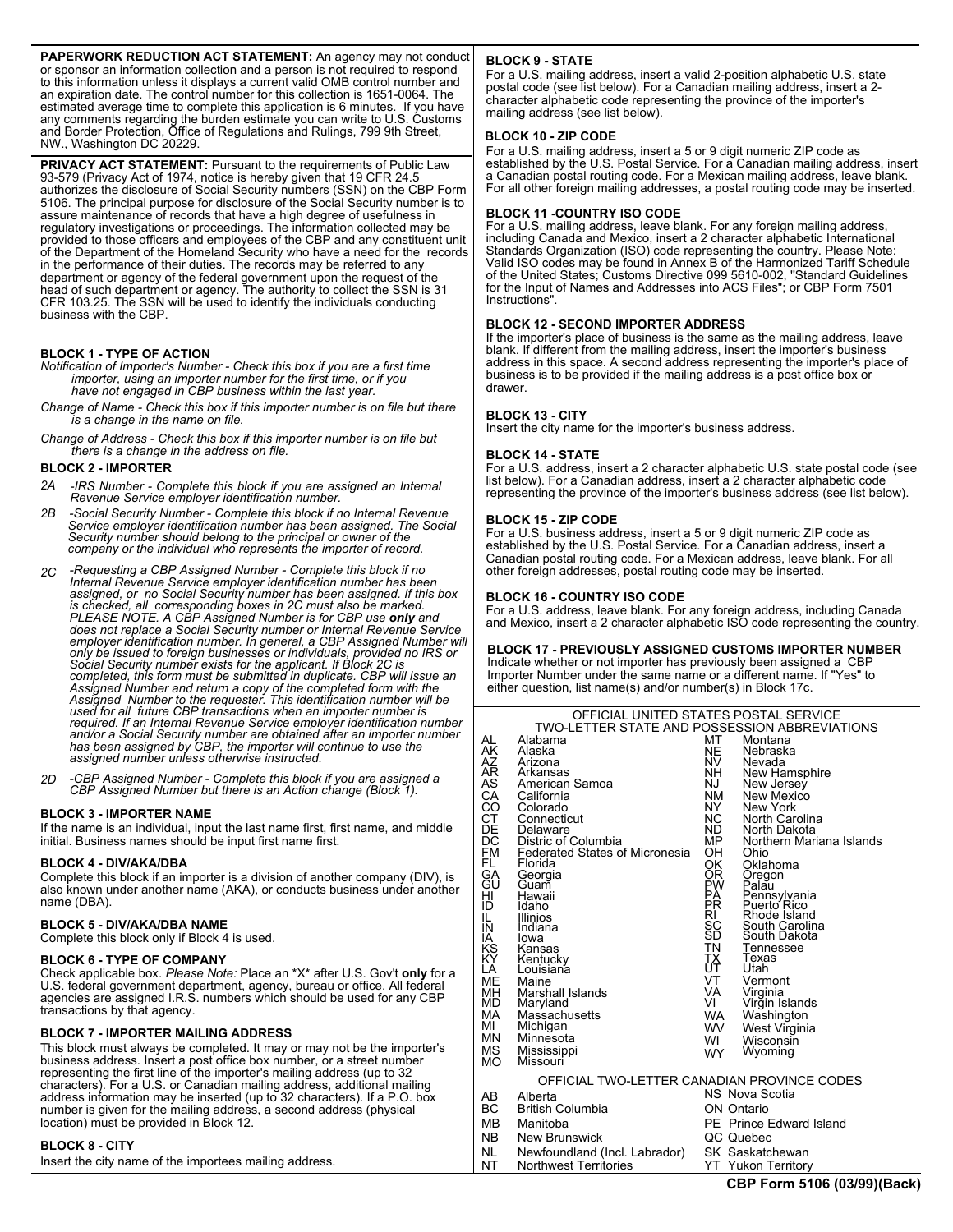**PAPERWORK REDUCTION ACT STATEMENT:** An agency may not conduct or sponsor an information collection and a person is not required to respond to this information unless it displays a current valid OMB control number and an expiration date. The control number for this collection is 1651-0064. The estimated average time to complete this application is 6 minutes. If you have any comments regarding the burden estimate you can write to U.S. Customs and Border Protection, Office of Regulations and Rulings, 799 9th Street, NW., Washington DC 20229.

**PRIVACY ACT STATEMENT:** Pursuant to the requirements of Public Law 93-579 (Privacy Act of 1974, notice is hereby given that 19 CFR 24.5 authorizes the disclosure of Social Security numbers (SSN) on the CBP Form 5106. The principal purpose for disclosure of the Social Security number is to assure maintenance of records that have a high degree of usefulness in regulatory investigations or proceedings. The information collected may be provided to those officers and employees of the CBP and any constituent unit of the Department of the Homeland Security who have a need for the records in the performance of their duties. The records may be referred to any department or agency of the federal government upon the request of the head of such department or agency. The authority to collect the SSN is 31 CFR 103.25. The SSN will be used to identify the individuals conducting business with the CBP.

### BLOCK 1 - TYPE OF ACTION

*Notification of Importer's Number - Check this box if you are a first time importer, using an importer number for the first time, or if you have not engaged in CBP business within the last year.*

*Change of Name - Check this box if this importer number is on file but there is a change in the name on file.*

*Change of Address - Check this box if this importer number is on file but there is a change in the address on file.*

### BLOCK 2 - IMPORTER

2A *-IRS Number - Complete this block if you are assigned an Internal Revenue Service employer identification number.*

2B *-Social Security Number - Complete this block if no Internal Revenue Service employer identification number has been assigned. The Social Security number should belong to the principal or owner of the company or the individual who represents the importer of record.*

2C *-Requesting a CBP Assigned Number - Complete this block if no Internal Revenue Service employer identification number has been assigned, or no Social Security number has been assigned. If this box is checked, all corresponding boxes in 2C must also be marked. PLEASE NOTE. A CBP Assigned Number is for CBP use **only** and does not replace a Social Security number or Internal Revenue Service employer identification number. In general, a CBP Assigned Number will only be issued to foreign businesses or individuals, provided no IRS or Social Security number exists for the applicant. If Block 2C is completed, this form must be submitted in duplicate. CBP will issue an Assigned Number and return a copy of the completed form with the Assigned Number to the requester. This identification number will be used for all future CBP transactions when an importer number is required. If an Internal Revenue Service employer identification number and/or a Social Security number are obtained after an importer number has been assigned by CBP, the importer will continue to use the assigned number unless otherwise instructed.*

2D *-CBP Assigned Number - Complete this block if you are assigned a CBP Assigned Number but there is an Action change (Block 1).*

### BLOCK 3 - IMPORTER NAME

If the name is an individual, input the last name first, first name, and middle initial. Business names should be input first name first.

### BLOCK 4 - DIV/AKA/DBA

Complete this block if an importer is a division of another company (DIV), is also known under another name (AKA), or conducts business under another name (DBA).

### BLOCK 5 - DIV/AKA/DBA NAME

Complete this block only if Block 4 is used.

### BLOCK 6 - TYPE OF COMPANY

Check applicable box. *Please Note:* Place an *X* after U.S. Gov't **only** for a U.S. federal government department, agency, bureau or office. All federal agencies are assigned I.R.S. numbers which should be used for any CBP transactions by that agency.

### BLOCK 7 - IMPORTER MAILING ADDRESS

This block must always be completed. It may or may not be the importer's business address. Insert a post office box number, or a street number representing the first line of the importer's mailing address (up to 32 characters). For a U.S. or Canadian mailing address, additional mailing address information may be inserted (up to 32 characters). If a P.O. box number is given for the mailing address, a second address (physical location) must be provided in Block 12.

### BLOCK 8 - CITY

Insert the city name of the importees mailing address.

### BLOCK 9 - STATE

For a U.S. mailing address, insert a valid 2-position alphabetic U.S. state postal code (see list below). For a Canadian mailing address, insert a 2-character alphabetic code representing the province of the importer's mailing address (see list below).

### BLOCK 10 - ZIP CODE

For a U.S. mailing address, insert a 5 or 9 digit numeric ZIP code as established by the U.S. Postal Service. For a Canadian mailing address, insert a Canadian postal routing code. For a Mexican mailing address, leave blank. For all other foreign mailing addresses, a postal routing code may be inserted.

### BLOCK 11 -COUNTRY ISO CODE

For a U.S. mailing address, leave blank. For any foreign mailing address, including Canada and Mexico, insert a 2 character alphabetic International Standards Organization (ISO) code representing the country. Please Note: Valid ISO codes may be found in Annex B of the Harmonized Tariff Schedule of the United States; Customs Directive 099 5610-002, "Standard Guidelines for the Input of Names and Addresses into ACS Files"; or CBP Form 7501 Instructions".

### BLOCK 12 - SECOND IMPORTER ADDRESS

If the importer's place of business is the same as the mailing address, leave blank. If different from the mailing address, insert the importer's business address in this space. A second address representing the importer's place of business is to be provided if the mailing address is a post office box or drawer.

### BLOCK 13 - CITY

Insert the city name for the importer's business address.

### BLOCK 14 - STATE

For a U.S. address, insert a 2 character alphabetic U.S. state postal code (see list below). For a Canadian address, insert a 2 character alphabetic code representing the province of the importer's business address (see list below).

### BLOCK 15 - ZIP CODE

For a U.S. business address, insert a 5 or 9 digit numeric ZIP code as established by the U.S. Postal Service. For a Canadian address, insert a Canadian postal routing code. For a Mexican address, leave blank. For all other foreign addresses, postal routing code may be inserted.

### BLOCK 16 - COUNTRY ISO CODE

For a U.S. address, leave blank. For any foreign address, including Canada and Mexico, insert a 2 character alphabetic ISO code representing the country.

### BLOCK 17 - PREVIOUSLY ASSIGNED CUSTOMS IMPORTER NUMBER

Indicate whether or not importer has previously been assigned a CBP Importer Number under the same name or a different name. If "Yes" to either question, list name(s) and/or number(s) in Block 17c.

OFFICIAL UNITED STATES POSTAL SERVICE TWO-LETTER STATE AND POSSESSION ABBREVIATIONS

| | | | |
|---|---|---|---|
| AL | Alabama | MT | Montana |
| AK | Alaska | NE | Nebraska |
| AZ | Arizona | NV | Nevada |
| AR | Arkansas | NH | New Hampshire |
| AS | American Samoa | NJ | New Jersey |
| CA | California | NM | New Mexico |
| CO | Colorado | NY | New York |
| CT | Connecticut | NC | North Carolina |
| DE | Delaware | ND | North Dakota |
| DC | Distric of Columbia | MP | Northern Mariana Islands |
| FM | Federated States of Micronesia | OH | Ohio |
| FL | Florida | OK | Oklahoma |
| GA | Georgia | OR | Oregon |
| GU | Guam | PW | Palau |
| HI | Hawaii | PA | Pennsylvania |
| ID | Idaho | PR | Puerto Rico |
| IL | Illinios | RI | Rhode Island |
| IN | Indiana | SC | South Carolina |
| IA | Iowa | SD | South Dakota |
| KS | Kansas | TN | Tennessee |
| KY | Kentucky | TX | Texas |
| LA | Louisiana | UT | Utah |
| ME | Maine | VT | Vermont |
| MH | Marshall Islands | VA | Virginia |
| MD | Maryland | VI | Virgin Islands |
| MA | Massachusetts | WA | Washington |
| MI | Michigan | WV | West Virginia |
| MN | Minnesota | WI | Wisconsin |
| MS | Mississippi | WY | Wyoming |
| MO | Missouri | | |

OFFICIAL TWO-LETTER CANADIAN PROVINCE CODES

| | | | |
|---|---|---|---|
| AB | Alberta | NS | Nova Scotia |
| BC | British Columbia | ON | Ontario |
| MB | Manitoba | PE | Prince Edward Island |
| NB | New Brunswick | QC | Quebec |
| NL | Newfoundland (Incl. Labrador) | SK | Saskatchewan |
| NT | Northwest Territories | YT | Yukon Territory |

**CBP Form 5106 (03/99)(Back)**